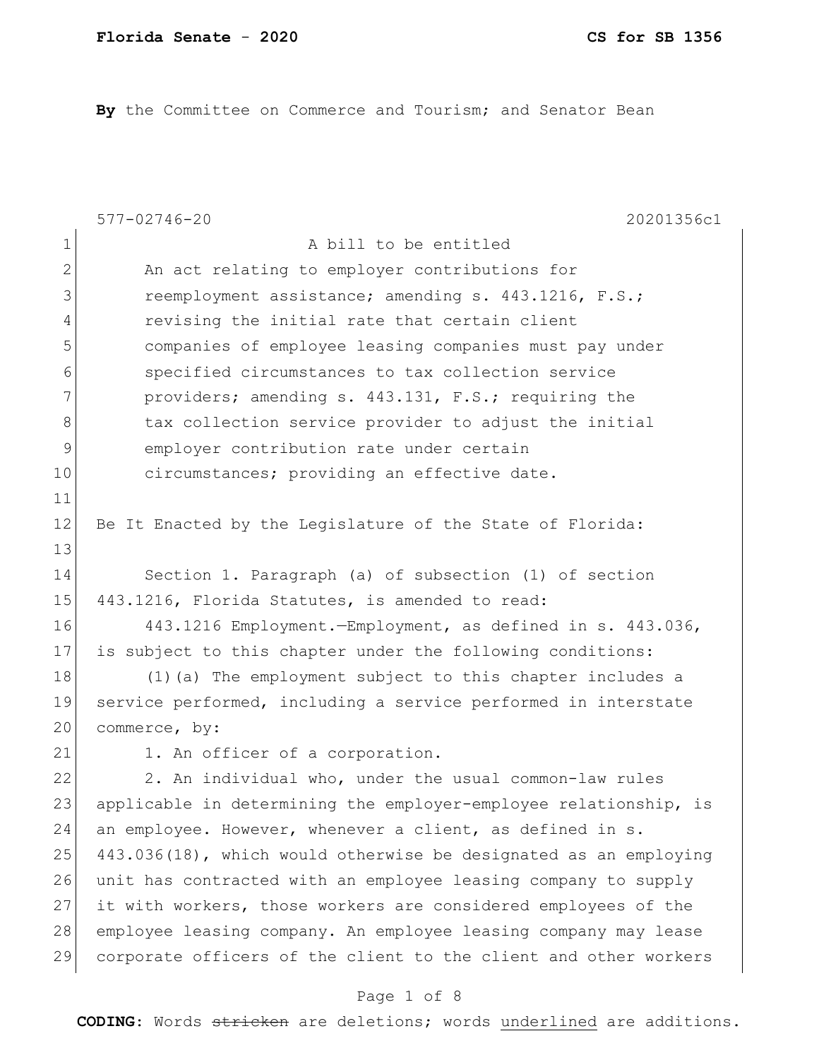**By** the Committee on Commerce and Tourism; and Senator Bean

577-02746-20 20201356c1

A bill to be entitled

An act relating to employer contributions for reemployment assistance; amending s. 443.1216, F.S.; revising the initial rate that certain client companies of employee leasing companies must pay under specified circumstances to tax collection service providers; amending s. 443.131, F.S.; requiring the tax collection service provider to adjust the initial employer contribution rate under certain circumstances; providing an effective date.

Be It Enacted by the Legislature of the State of Florida:

Section 1. Paragraph (a) of subsection (1) of section 443.1216, Florida Statutes, is amended to read:

443.1216 Employment.—Employment, as defined in s. 443.036, is subject to this chapter under the following conditions:

(1)(a) The employment subject to this chapter includes a service performed, including a service performed in interstate commerce, by:

1. An officer of a corporation.

2. An individual who, under the usual common-law rules applicable in determining the employer-employee relationship, is an employee. However, whenever a client, as defined in s. 443.036(18), which would otherwise be designated as an employing unit has contracted with an employee leasing company to supply it with workers, those workers are considered employees of the employee leasing company. An employee leasing company may lease corporate officers of the client to the client and other workers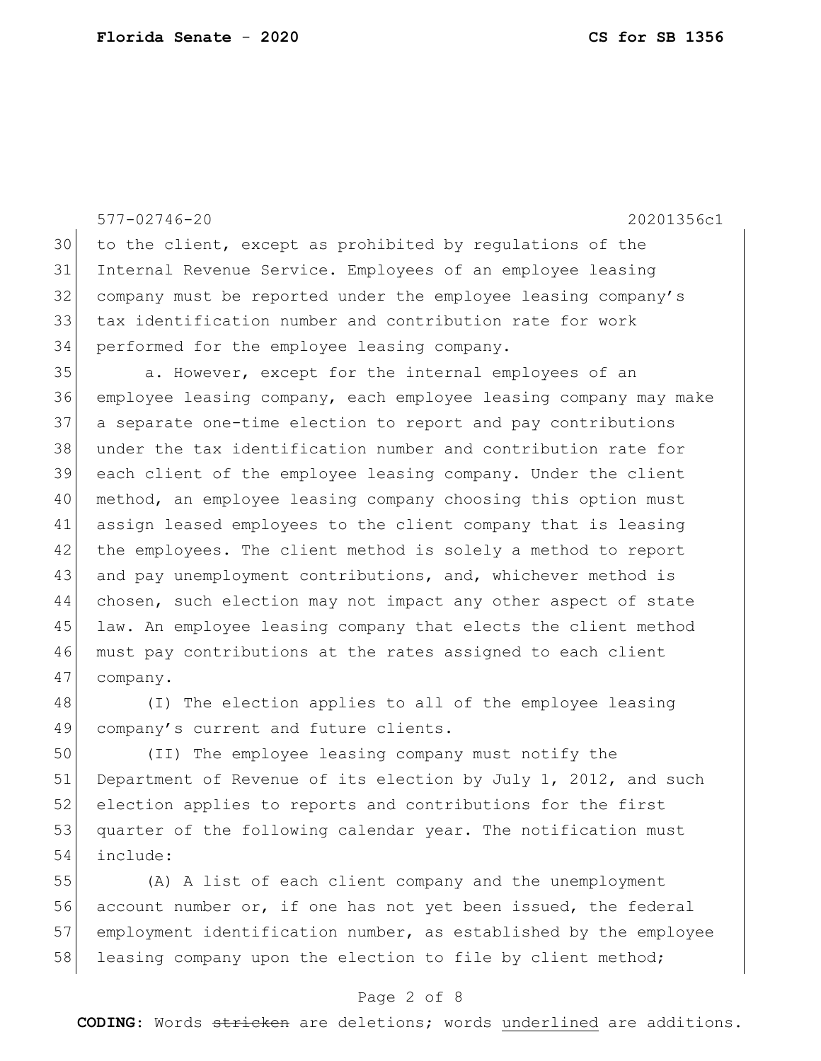to the client, except as prohibited by regulations of the Internal Revenue Service. Employees of an employee leasing company must be reported under the employee leasing company's tax identification number and contribution rate for work performed for the employee leasing company.

a. However, except for the internal employees of an employee leasing company, each employee leasing company may make a separate one-time election to report and pay contributions under the tax identification number and contribution rate for each client of the employee leasing company. Under the client method, an employee leasing company choosing this option must assign leased employees to the client company that is leasing the employees. The client method is solely a method to report and pay unemployment contributions, and, whichever method is chosen, such election may not impact any other aspect of state law. An employee leasing company that elects the client method must pay contributions at the rates assigned to each client company.

(I) The election applies to all of the employee leasing company's current and future clients.

(II) The employee leasing company must notify the Department of Revenue of its election by July 1, 2012, and such election applies to reports and contributions for the first quarter of the following calendar year. The notification must include:

(A) A list of each client company and the unemployment account number or, if one has not yet been issued, the federal employment identification number, as established by the employee leasing company upon the election to file by client method;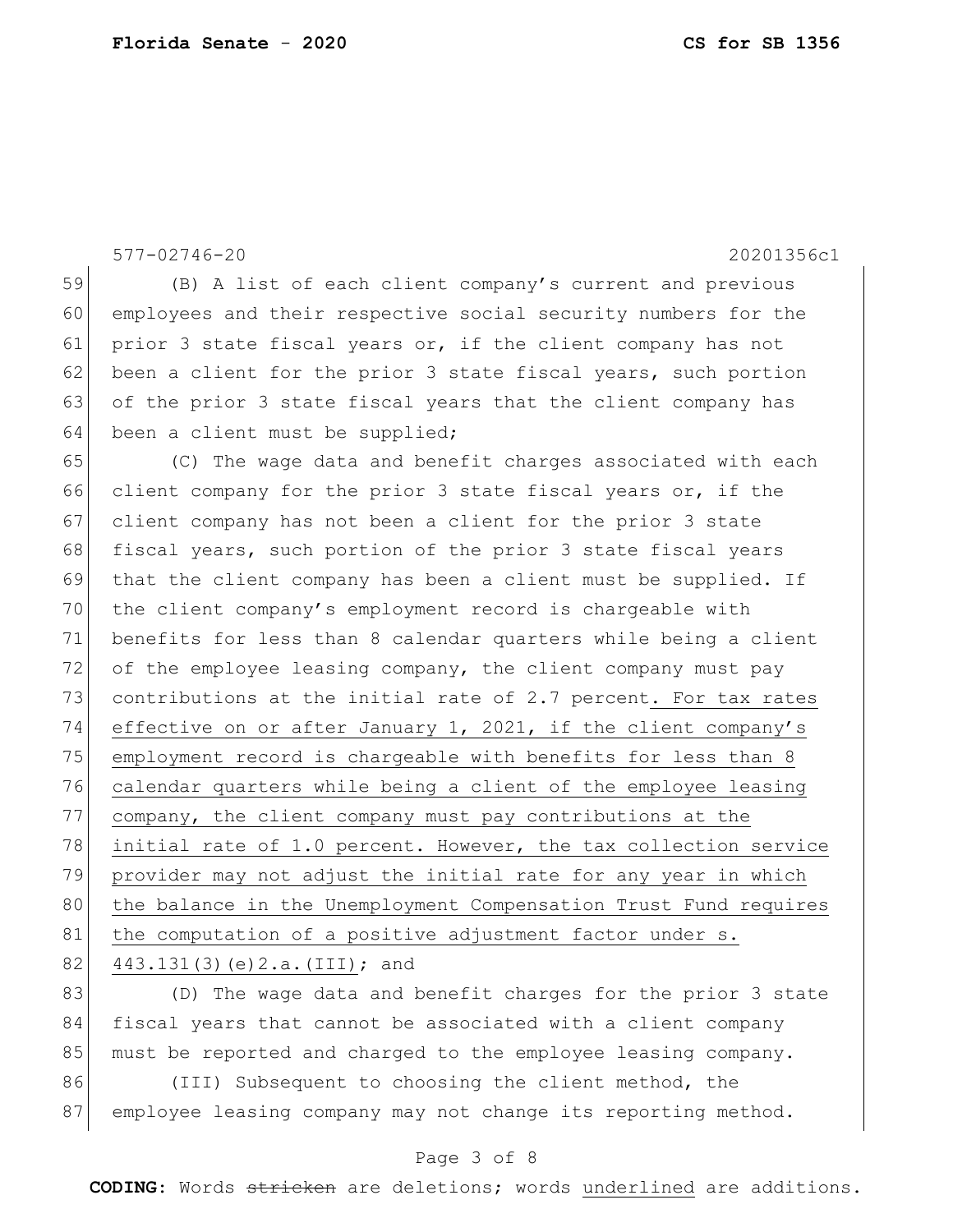577-02746-20 20201356c1

(B) A list of each client company's current and previous employees and their respective social security numbers for the prior 3 state fiscal years or, if the client company has not been a client for the prior 3 state fiscal years, such portion of the prior 3 state fiscal years that the client company has been a client must be supplied;

(C) The wage data and benefit charges associated with each client company for the prior 3 state fiscal years or, if the client company has not been a client for the prior 3 state fiscal years, such portion of the prior 3 state fiscal years that the client company has been a client must be supplied. If the client company's employment record is chargeable with benefits for less than 8 calendar quarters while being a client of the employee leasing company, the client company must pay contributions at the initial rate of 2.7 percent<u>. For tax rates effective on or after January 1, 2021, if the client company's employment record is chargeable with benefits for less than 8 calendar quarters while being a client of the employee leasing company, the client company must pay contributions at the initial rate of 1.0 percent. However, the tax collection service provider may not adjust the initial rate for any year in which the balance in the Unemployment Compensation Trust Fund requires the computation of a positive adjustment factor under s. 443.131(3)(e)2.a.(III)</u>; and

(D) The wage data and benefit charges for the prior 3 state fiscal years that cannot be associated with a client company must be reported and charged to the employee leasing company.

(III) Subsequent to choosing the client method, the employee leasing company may not change its reporting method.

**CODING:** Words ~~stricken~~ are deletions; words <u>underlined</u> are additions.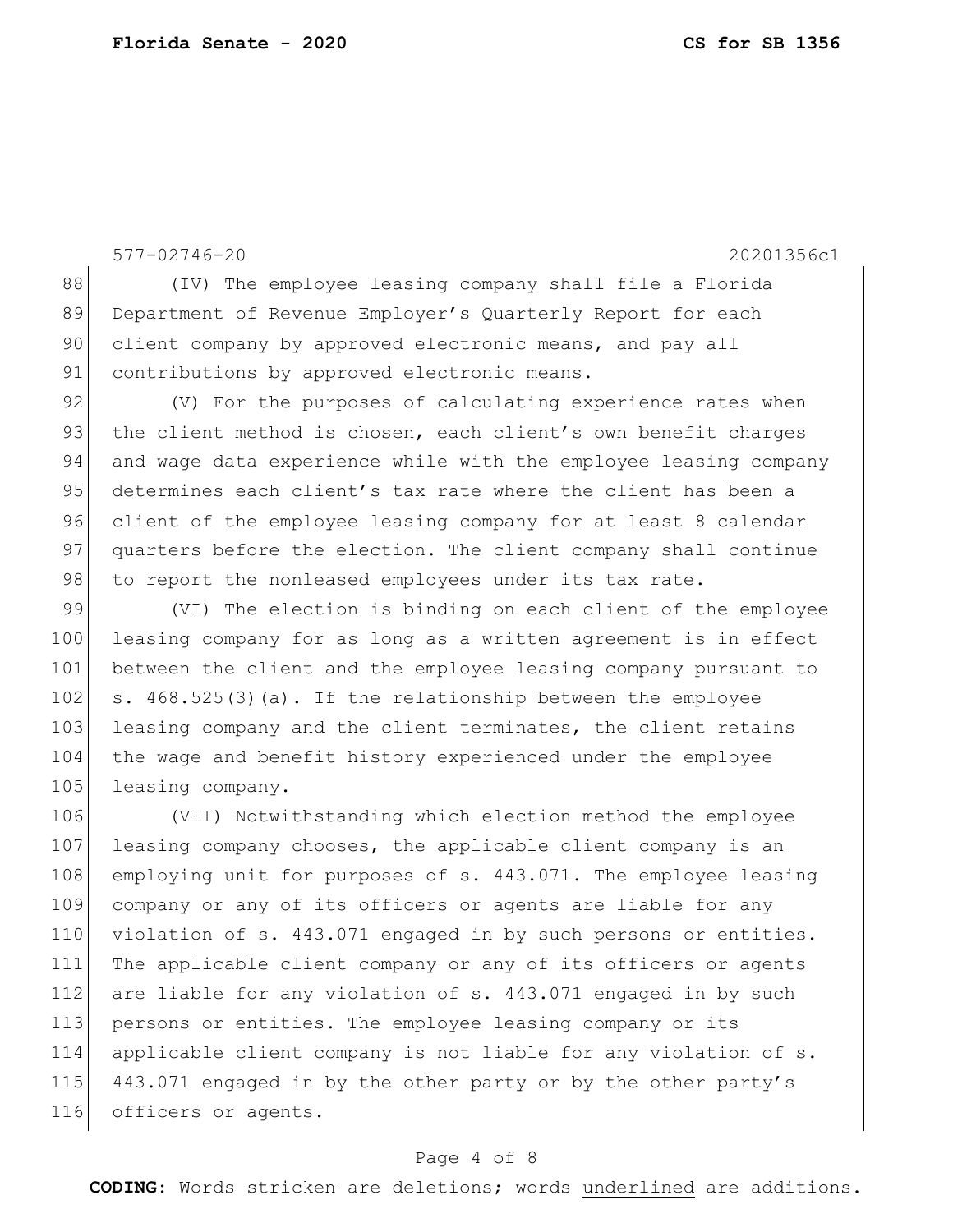(IV) The employee leasing company shall file a Florida Department of Revenue Employer's Quarterly Report for each client company by approved electronic means, and pay all contributions by approved electronic means.

(V) For the purposes of calculating experience rates when the client method is chosen, each client's own benefit charges and wage data experience while with the employee leasing company determines each client's tax rate where the client has been a client of the employee leasing company for at least 8 calendar quarters before the election. The client company shall continue to report the nonleased employees under its tax rate.

(VI) The election is binding on each client of the employee leasing company for as long as a written agreement is in effect between the client and the employee leasing company pursuant to s. 468.525(3)(a). If the relationship between the employee leasing company and the client terminates, the client retains the wage and benefit history experienced under the employee leasing company.

(VII) Notwithstanding which election method the employee leasing company chooses, the applicable client company is an employing unit for purposes of s. 443.071. The employee leasing company or any of its officers or agents are liable for any violation of s. 443.071 engaged in by such persons or entities. The applicable client company or any of its officers or agents are liable for any violation of s. 443.071 engaged in by such persons or entities. The employee leasing company or its applicable client company is not liable for any violation of s. 443.071 engaged in by the other party or by the other party's officers or agents.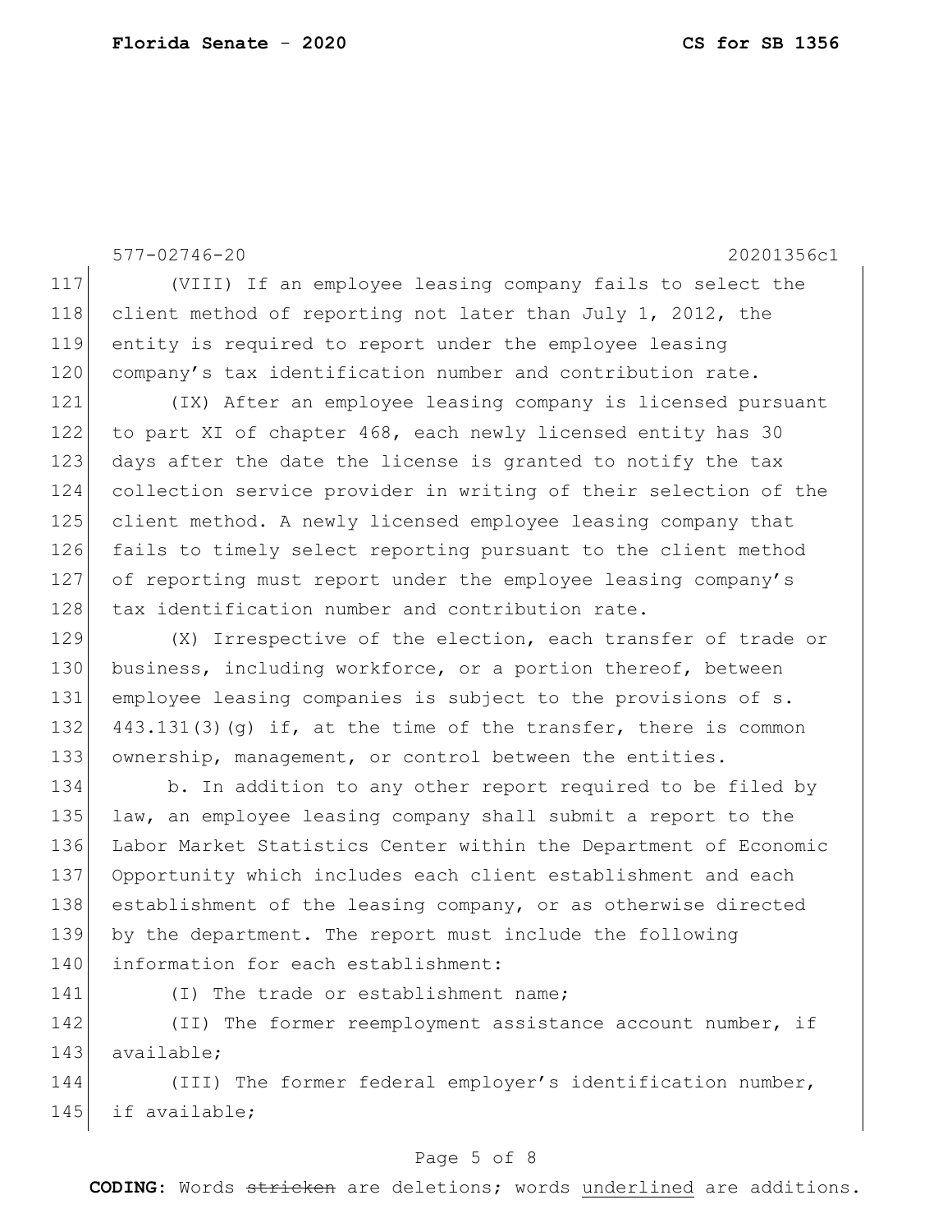(VIII) If an employee leasing company fails to select the client method of reporting not later than July 1, 2012, the entity is required to report under the employee leasing company's tax identification number and contribution rate.

(IX) After an employee leasing company is licensed pursuant to part XI of chapter 468, each newly licensed entity has 30 days after the date the license is granted to notify the tax collection service provider in writing of their selection of the client method. A newly licensed employee leasing company that fails to timely select reporting pursuant to the client method of reporting must report under the employee leasing company's tax identification number and contribution rate.

(X) Irrespective of the election, each transfer of trade or business, including workforce, or a portion thereof, between employee leasing companies is subject to the provisions of s. 443.131(3)(g) if, at the time of the transfer, there is common ownership, management, or control between the entities.

b. In addition to any other report required to be filed by law, an employee leasing company shall submit a report to the Labor Market Statistics Center within the Department of Economic Opportunity which includes each client establishment and each establishment of the leasing company, or as otherwise directed by the department. The report must include the following information for each establishment:

(I) The trade or establishment name;

(II) The former reemployment assistance account number, if available;

(III) The former federal employer's identification number, if available;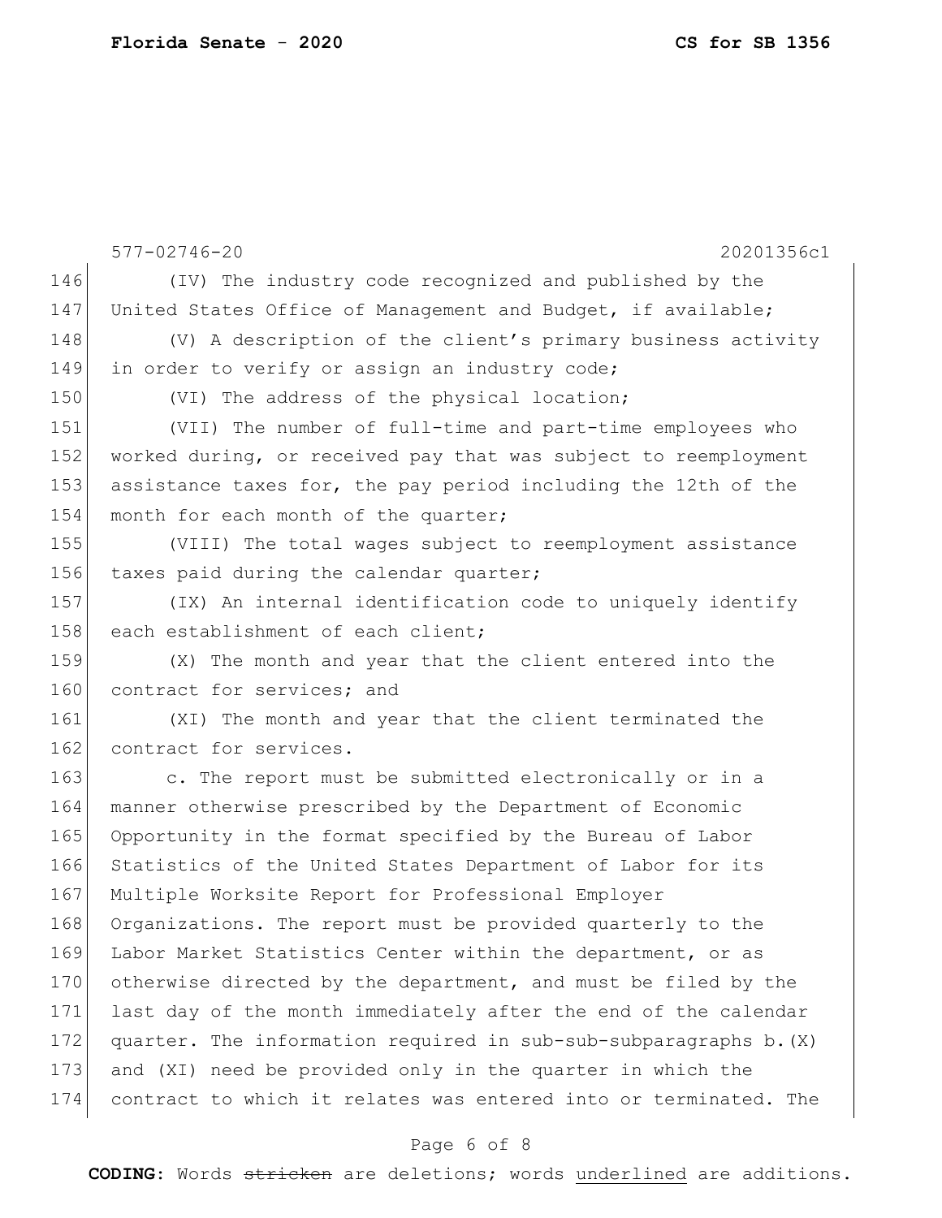(IV) The industry code recognized and published by the United States Office of Management and Budget, if available;

(V) A description of the client's primary business activity in order to verify or assign an industry code;

(VI) The address of the physical location;

(VII) The number of full-time and part-time employees who worked during, or received pay that was subject to reemployment assistance taxes for, the pay period including the 12th of the month for each month of the quarter;

(VIII) The total wages subject to reemployment assistance taxes paid during the calendar quarter;

(IX) An internal identification code to uniquely identify each establishment of each client;

(X) The month and year that the client entered into the contract for services; and

(XI) The month and year that the client terminated the contract for services.

c. The report must be submitted electronically or in a manner otherwise prescribed by the Department of Economic Opportunity in the format specified by the Bureau of Labor Statistics of the United States Department of Labor for its Multiple Worksite Report for Professional Employer Organizations. The report must be provided quarterly to the Labor Market Statistics Center within the department, or as otherwise directed by the department, and must be filed by the last day of the month immediately after the end of the calendar quarter. The information required in sub-sub-subparagraphs b.(X) and (XI) need be provided only in the quarter in which the contract to which it relates was entered into or terminated. The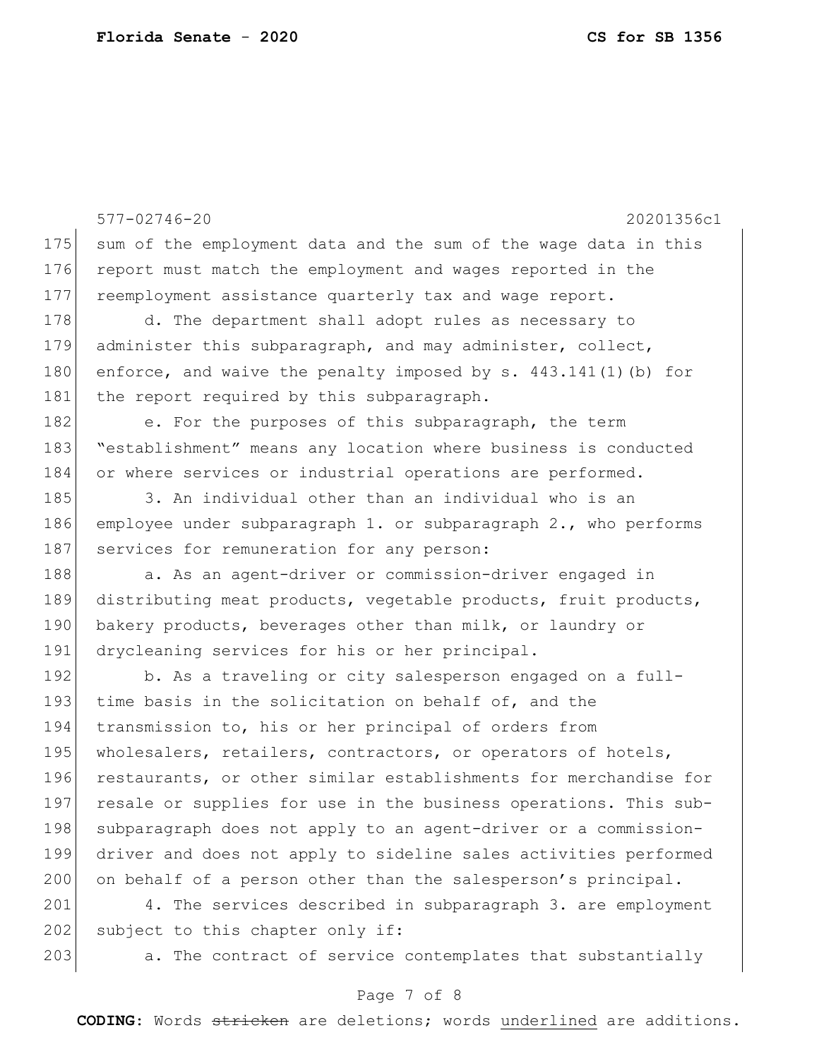577-02746-20 20201356c1

sum of the employment data and the sum of the wage data in this report must match the employment and wages reported in the reemployment assistance quarterly tax and wage report.

d. The department shall adopt rules as necessary to administer this subparagraph, and may administer, collect, enforce, and waive the penalty imposed by s. 443.141(1)(b) for the report required by this subparagraph.

e. For the purposes of this subparagraph, the term "establishment" means any location where business is conducted or where services or industrial operations are performed.

3. An individual other than an individual who is an employee under subparagraph 1. or subparagraph 2., who performs services for remuneration for any person:

a. As an agent-driver or commission-driver engaged in distributing meat products, vegetable products, fruit products, bakery products, beverages other than milk, or laundry or drycleaning services for his or her principal.

b. As a traveling or city salesperson engaged on a full-time basis in the solicitation on behalf of, and the transmission to, his or her principal of orders from wholesalers, retailers, contractors, or operators of hotels, restaurants, or other similar establishments for merchandise for resale or supplies for use in the business operations. This sub-subparagraph does not apply to an agent-driver or a commission-driver and does not apply to sideline sales activities performed on behalf of a person other than the salesperson's principal.

4. The services described in subparagraph 3. are employment subject to this chapter only if:

a. The contract of service contemplates that substantially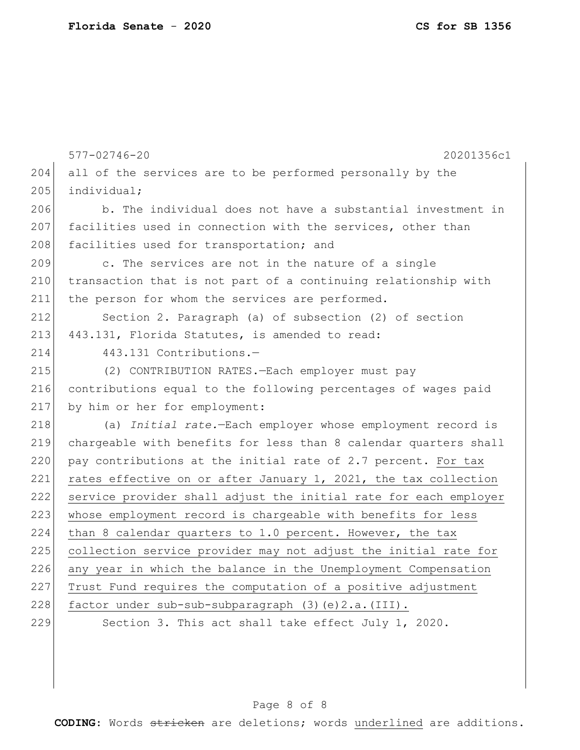all of the services are to be performed personally by the individual;

b. The individual does not have a substantial investment in facilities used in connection with the services, other than facilities used for transportation; and

c. The services are not in the nature of a single transaction that is not part of a continuing relationship with the person for whom the services are performed.

Section 2. Paragraph (a) of subsection (2) of section 443.131, Florida Statutes, is amended to read:

443.131 Contributions.—

(2) CONTRIBUTION RATES.—Each employer must pay contributions equal to the following percentages of wages paid by him or her for employment:

(a) *Initial rate.*—Each employer whose employment record is chargeable with benefits for less than 8 calendar quarters shall pay contributions at the initial rate of 2.7 percent. <u>For tax rates effective on or after January 1, 2021, the tax collection service provider shall adjust the initial rate for each employer whose employment record is chargeable with benefits for less than 8 calendar quarters to 1.0 percent. However, the tax collection service provider may not adjust the initial rate for any year in which the balance in the Unemployment Compensation Trust Fund requires the computation of a positive adjustment factor under sub-sub-subparagraph (3)(e)2.a.(III).</u>

Section 3. This act shall take effect July 1, 2020.

**CODING:** Words ~~stricken~~ are deletions; words <u>underlined</u> are additions.